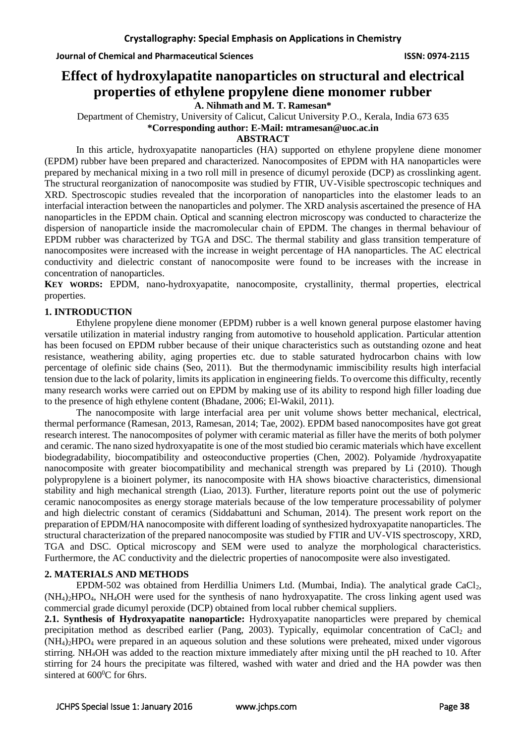# Effect of hydroxylapatite nanoparticles on structural and electrical properties of ethylene propylene diene monomer rubber

**A. Nihmath and M. T. Ramesan\***

Department of Chemistry, University of Calicut, Calicut University P.O., Kerala, India 673 635

**\*Corresponding author: E-Mail: mtramesan@uoc.ac.in**

## ABSTRACT

In this article, hydroxyapatite nanoparticles (HA) supported on ethylene propylene diene monomer (EPDM) rubber have been prepared and characterized. Nanocomposites of EPDM with HA nanoparticles were prepared by mechanical mixing in a two roll mill in presence of dicumyl peroxide (DCP) as crosslinking agent. The structural reorganization of nanocomposite was studied by FTIR, UV-Visible spectroscopic techniques and XRD. Spectroscopic studies revealed that the incorporation of nanoparticles into the elastomer leads to an interfacial interaction between the nanoparticles and polymer. The XRD analysis ascertained the presence of HA nanoparticles in the EPDM chain. Optical and scanning electron microscopy was conducted to characterize the dispersion of nanoparticle inside the macromolecular chain of EPDM. The changes in thermal behaviour of EPDM rubber was characterized by TGA and DSC. The thermal stability and glass transition temperature of nanocomposites were increased with the increase in weight percentage of HA nanoparticles. The AC electrical conductivity and dielectric constant of nanocomposite were found to be increases with the increase in concentration of nanoparticles.

**KEY WORDS:** EPDM, nano-hydroxyapatite, nanocomposite, crystallinity, thermal properties, electrical properties.

## 1. INTRODUCTION

Ethylene propylene diene monomer (EPDM) rubber is a well known general purpose elastomer having versatile utilization in material industry ranging from automotive to household application. Particular attention has been focused on EPDM rubber because of their unique characteristics such as outstanding ozone and heat resistance, weathering ability, aging properties etc. due to stable saturated hydrocarbon chains with low percentage of olefinic side chains (Seo, 2011). But the thermodynamic immiscibility results high interfacial tension due to the lack of polarity, limits its application in engineering fields. To overcome this difficulty, recently many research works were carried out on EPDM by making use of its ability to respond high filler loading due to the presence of high ethylene content (Bhadane, 2006; El-Wakil, 2011).

The nanocomposite with large interfacial area per unit volume shows better mechanical, electrical, thermal performance (Ramesan, 2013, Ramesan, 2014; Tae, 2002). EPDM based nanocomposites have got great research interest. The nanocomposites of polymer with ceramic material as filler have the merits of both polymer and ceramic. The nano sized hydroxyapatite is one of the most studied bio ceramic materials which have excellent biodegradability, biocompatibility and osteoconductive properties (Chen, 2002). Polyamide /hydroxyapatite nanocomposite with greater biocompatibility and mechanical strength was prepared by Li (2010). Though polypropylene is a bioinert polymer, its nanocomposite with HA shows bioactive characteristics, dimensional stability and high mechanical strength (Liao, 2013). Further, literature reports point out the use of polymeric ceramic nanocomposites as energy storage materials because of the low temperature processability of polymer and high dielectric constant of ceramics (Siddabattuni and Schuman, 2014). The present work report on the preparation of EPDM/HA nanocomposite with different loading of synthesized hydroxyapatite nanoparticles. The structural characterization of the prepared nanocomposite was studied by FTIR and UV-VIS spectroscopy, XRD, TGA and DSC. Optical microscopy and SEM were used to analyze the morphological characteristics. Furthermore, the AC conductivity and the dielectric properties of nanocomposite were also investigated.

## 2. MATERIALS AND METHODS

EPDM-502 was obtained from Herdillia Unimers Ltd. (Mumbai, India). The analytical grade $CaCl_2$, $(NH_4)_2HPO_4$, $NH_4OH$ were used for the synthesis of nano hydroxyapatite. The cross linking agent used was commercial grade dicumyl peroxide (DCP) obtained from local rubber chemical suppliers.

**2.1. Synthesis of Hydroxyapatite nanoparticle:** Hydroxyapatite nanoparticles were prepared by chemical precipitation method as described earlier (Pang, 2003). Typically, equimolar concentration of $CaCl_2$ and $(NH_4)_2HPO_4$ were prepared in an aqueous solution and these solutions were preheated, mixed under vigorous stirring. $NH_4OH$ was added to the reaction mixture immediately after mixing until the pH reached to 10. After stirring for 24 hours the precipitate was filtered, washed with water and dried and the HA powder was then sintered at $600^0C$ for 6hrs.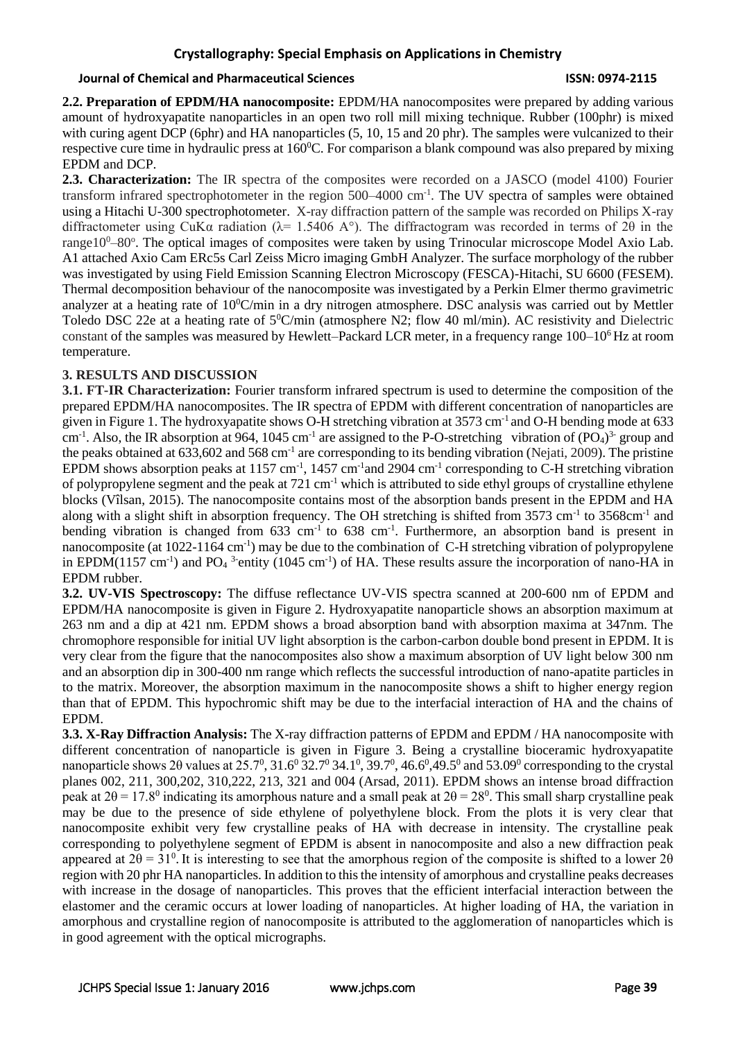**2.2. Preparation of EPDM/HA nanocomposite:** EPDM/HA nanocomposites were prepared by adding various amount of hydroxyapatite nanoparticles in an open two roll mill mixing technique. Rubber (100phr) is mixed with curing agent DCP (6phr) and HA nanoparticles (5, 10, 15 and 20 phr). The samples were vulcanized to their respective cure time in hydraulic press at $160^0$C. For comparison a blank compound was also prepared by mixing EPDM and DCP.

**2.3. Characterization:** The IR spectra of the composites were recorded on a JASCO (model 4100) Fourier transform infrared spectrophotometer in the region 500–4000 $cm^{-1}$. The UV spectra of samples were obtained using a Hitachi U-300 spectrophotometer. X-ray diffraction pattern of the sample was recorded on Philips X-ray diffractometer using CuKα radiation (λ= 1.5406 A°). The diffractogram was recorded in terms of 2θ in the range$10^0$–$80^o$. The optical images of composites were taken by using Trinocular microscope Model Axio Lab. A1 attached Axio Cam ERc5s Carl Zeiss Micro imaging GmbH Analyzer. The surface morphology of the rubber was investigated by using Field Emission Scanning Electron Microscopy (FESCA)-Hitachi, SU 6600 (FESEM). Thermal decomposition behaviour of the nanocomposite was investigated by a Perkin Elmer thermo gravimetric analyzer at a heating rate of $10^0$C/min in a dry nitrogen atmosphere. DSC analysis was carried out by Mettler Toledo DSC 22e at a heating rate of $5^0$C/min (atmosphere N2; flow 40 ml/min). AC resistivity and Dielectric constant of the samples was measured by Hewlett–Packard LCR meter, in a frequency range 100–$10^6$ Hz at room temperature.

## 3. RESULTS AND DISCUSSION

**3.1. FT-IR Characterization:** Fourier transform infrared spectrum is used to determine the composition of the prepared EPDM/HA nanocomposites. The IR spectra of EPDM with different concentration of nanoparticles are given in Figure 1. The hydroxyapatite shows O-H stretching vibration at 3573 $cm^{-1}$ and O-H bending mode at 633 $cm^{-1}$. Also, the IR absorption at 964, 1045 $cm^{-1}$ are assigned to the P-O-stretching vibration of $(PO_4)^{3-}$ group and the peaks obtained at 633,602 and 568 $cm^{-1}$ are corresponding to its bending vibration (Nejati, 2009). The pristine EPDM shows absorption peaks at 1157 $cm^{-1}$, 1457 $cm^{-1}$and 2904 $cm^{-1}$ corresponding to C-H stretching vibration of polypropylene segment and the peak at 721 $cm^{-1}$ which is attributed to side ethyl groups of crystalline ethylene blocks (Vîlsan, 2015). The nanocomposite contains most of the absorption bands present in the EPDM and HA along with a slight shift in absorption frequency. The OH stretching is shifted from 3573 $cm^{-1}$ to 3568$cm^{-1}$ and bending vibration is changed from 633 $cm^{-1}$ to 638 $cm^{-1}$. Furthermore, an absorption band is present in nanocomposite (at 1022-1164 $cm^{-1}$) may be due to the combination of C-H stretching vibration of polypropylene in EPDM(1157 $cm^{-1}$) and $PO_4^{\ 3-}$entity (1045 $cm^{-1}$) of HA. These results assure the incorporation of nano-HA in EPDM rubber.

**3.2. UV-VIS Spectroscopy:** The diffuse reflectance UV-VIS spectra scanned at 200-600 nm of EPDM and EPDM/HA nanocomposite is given in Figure 2. Hydroxyapatite nanoparticle shows an absorption maximum at 263 nm and a dip at 421 nm. EPDM shows a broad absorption band with absorption maxima at 347nm. The chromophore responsible for initial UV light absorption is the carbon-carbon double bond present in EPDM. It is very clear from the figure that the nanocomposites also show a maximum absorption of UV light below 300 nm and an absorption dip in 300-400 nm range which reflects the successful introduction of nano-apatite particles in to the matrix. Moreover, the absorption maximum in the nanocomposite shows a shift to higher energy region than that of EPDM. This hypochromic shift may be due to the interfacial interaction of HA and the chains of EPDM.

**3.3. X-Ray Diffraction Analysis:** The X-ray diffraction patterns of EPDM and EPDM / HA nanocomposite with different concentration of nanoparticle is given in Figure 3. Being a crystalline bioceramic hydroxyapatite nanoparticle shows 2θ values at $25.7^0$, $31.6^0$ $32.7^0$ $34.1^0$, $39.7^0$, $46.6^0$,$49.5^0$ and $53.09^0$ corresponding to the crystal planes 002, 211, 300,202, 310,222, 213, 321 and 004 (Arsad, 2011). EPDM shows an intense broad diffraction peak at 2θ = $17.8^0$ indicating its amorphous nature and a small peak at 2θ = $28^0$. This small sharp crystalline peak may be due to the presence of side ethylene of polyethylene block. From the plots it is very clear that nanocomposite exhibit very few crystalline peaks of HA with decrease in intensity. The crystalline peak corresponding to polyethylene segment of EPDM is absent in nanocomposite and also a new diffraction peak appeared at 2θ = $31^0$. It is interesting to see that the amorphous region of the composite is shifted to a lower 2θ region with 20 phr HA nanoparticles. In addition to this the intensity of amorphous and crystalline peaks decreases with increase in the dosage of nanoparticles. This proves that the efficient interfacial interaction between the elastomer and the ceramic occurs at lower loading of nanoparticles. At higher loading of HA, the variation in amorphous and crystalline region of nanocomposite is attributed to the agglomeration of nanoparticles which is in good agreement with the optical micrographs.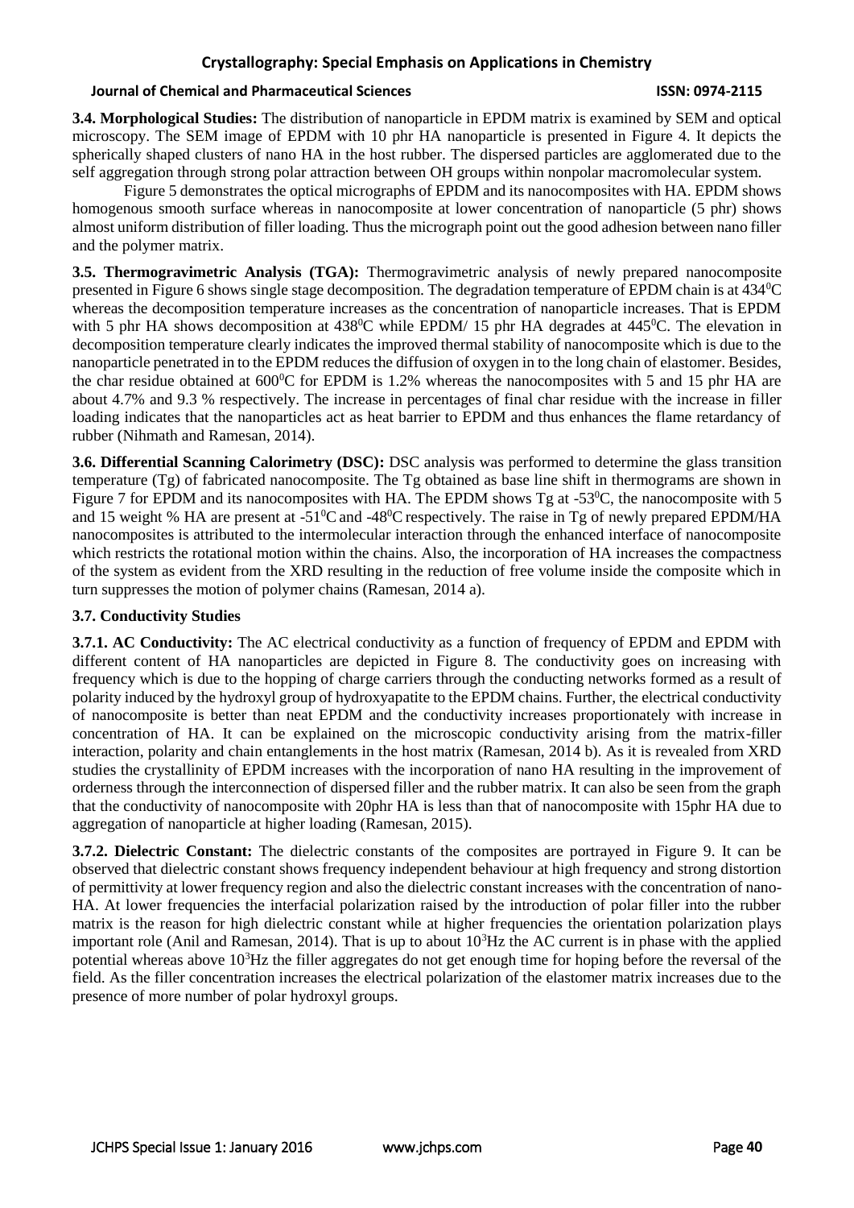**3.4. Morphological Studies:** The distribution of nanoparticle in EPDM matrix is examined by SEM and optical microscopy. The SEM image of EPDM with 10 phr HA nanoparticle is presented in Figure 4. It depicts the spherically shaped clusters of nano HA in the host rubber. The dispersed particles are agglomerated due to the self aggregation through strong polar attraction between OH groups within nonpolar macromolecular system.

Figure 5 demonstrates the optical micrographs of EPDM and its nanocomposites with HA. EPDM shows homogenous smooth surface whereas in nanocomposite at lower concentration of nanoparticle (5 phr) shows almost uniform distribution of filler loading. Thus the micrograph point out the good adhesion between nano filler and the polymer matrix.

**3.5. Thermogravimetric Analysis (TGA):** Thermogravimetric analysis of newly prepared nanocomposite presented in Figure 6 shows single stage decomposition. The degradation temperature of EPDM chain is at $434^0$C whereas the decomposition temperature increases as the concentration of nanoparticle increases. That is EPDM with 5 phr HA shows decomposition at $438^0$C while EPDM/ 15 phr HA degrades at $445^0$C. The elevation in decomposition temperature clearly indicates the improved thermal stability of nanocomposite which is due to the nanoparticle penetrated in to the EPDM reduces the diffusion of oxygen in to the long chain of elastomer. Besides, the char residue obtained at $600^0$C for EPDM is 1.2% whereas the nanocomposites with 5 and 15 phr HA are about 4.7% and 9.3 % respectively. The increase in percentages of final char residue with the increase in filler loading indicates that the nanoparticles act as heat barrier to EPDM and thus enhances the flame retardancy of rubber (Nihmath and Ramesan, 2014).

**3.6. Differential Scanning Calorimetry (DSC):** DSC analysis was performed to determine the glass transition temperature (Tg) of fabricated nanocomposite. The Tg obtained as base line shift in thermograms are shown in Figure 7 for EPDM and its nanocomposites with HA. The EPDM shows Tg at $-53^0$C, the nanocomposite with 5 and 15 weight % HA are present at $-51^0$C and $-48^0$C respectively. The raise in Tg of newly prepared EPDM/HA nanocomposites is attributed to the intermolecular interaction through the enhanced interface of nanocomposite which restricts the rotational motion within the chains. Also, the incorporation of HA increases the compactness of the system as evident from the XRD resulting in the reduction of free volume inside the composite which in turn suppresses the motion of polymer chains (Ramesan, 2014 a).

### 3.7. Conductivity Studies

**3.7.1. AC Conductivity:** The AC electrical conductivity as a function of frequency of EPDM and EPDM with different content of HA nanoparticles are depicted in Figure 8. The conductivity goes on increasing with frequency which is due to the hopping of charge carriers through the conducting networks formed as a result of polarity induced by the hydroxyl group of hydroxyapatite to the EPDM chains. Further, the electrical conductivity of nanocomposite is better than neat EPDM and the conductivity increases proportionately with increase in concentration of HA. It can be explained on the microscopic conductivity arising from the matrix-filler interaction, polarity and chain entanglements in the host matrix (Ramesan, 2014 b). As it is revealed from XRD studies the crystallinity of EPDM increases with the incorporation of nano HA resulting in the improvement of orderness through the interconnection of dispersed filler and the rubber matrix. It can also be seen from the graph that the conductivity of nanocomposite with 20phr HA is less than that of nanocomposite with 15phr HA due to aggregation of nanoparticle at higher loading (Ramesan, 2015).

**3.7.2. Dielectric Constant:** The dielectric constants of the composites are portrayed in Figure 9. It can be observed that dielectric constant shows frequency independent behaviour at high frequency and strong distortion of permittivity at lower frequency region and also the dielectric constant increases with the concentration of nano-HA. At lower frequencies the interfacial polarization raised by the introduction of polar filler into the rubber matrix is the reason for high dielectric constant while at higher frequencies the orientation polarization plays important role (Anil and Ramesan, 2014). That is up to about $10^3$Hz the AC current is in phase with the applied potential whereas above $10^3$Hz the filler aggregates do not get enough time for hoping before the reversal of the field. As the filler concentration increases the electrical polarization of the elastomer matrix increases due to the presence of more number of polar hydroxyl groups.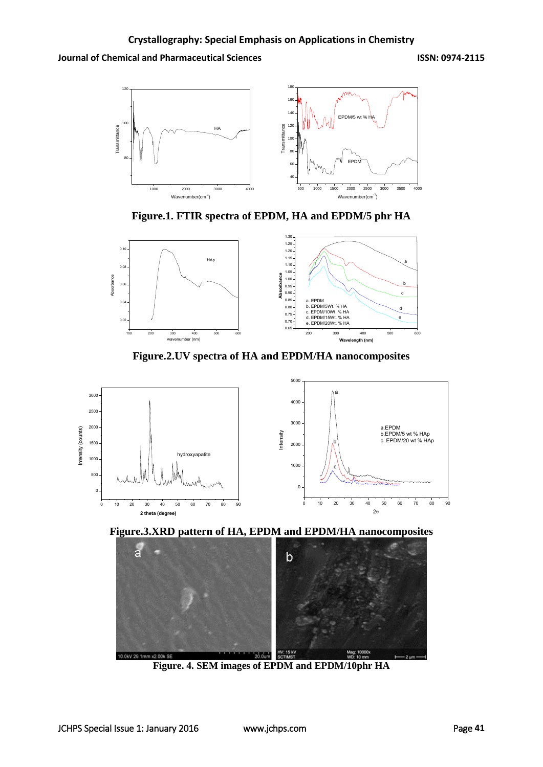Figure.1. FTIR spectra of EPDM, HA and EPDM/5 phr HA

Figure.2.UV spectra of HA and EPDM/HA nanocomposites

Figure.3.XRD pattern of HA, EPDM and EPDM/HA nanocomposites

Figure. 4. SEM images of EPDM and EPDM/10phr HA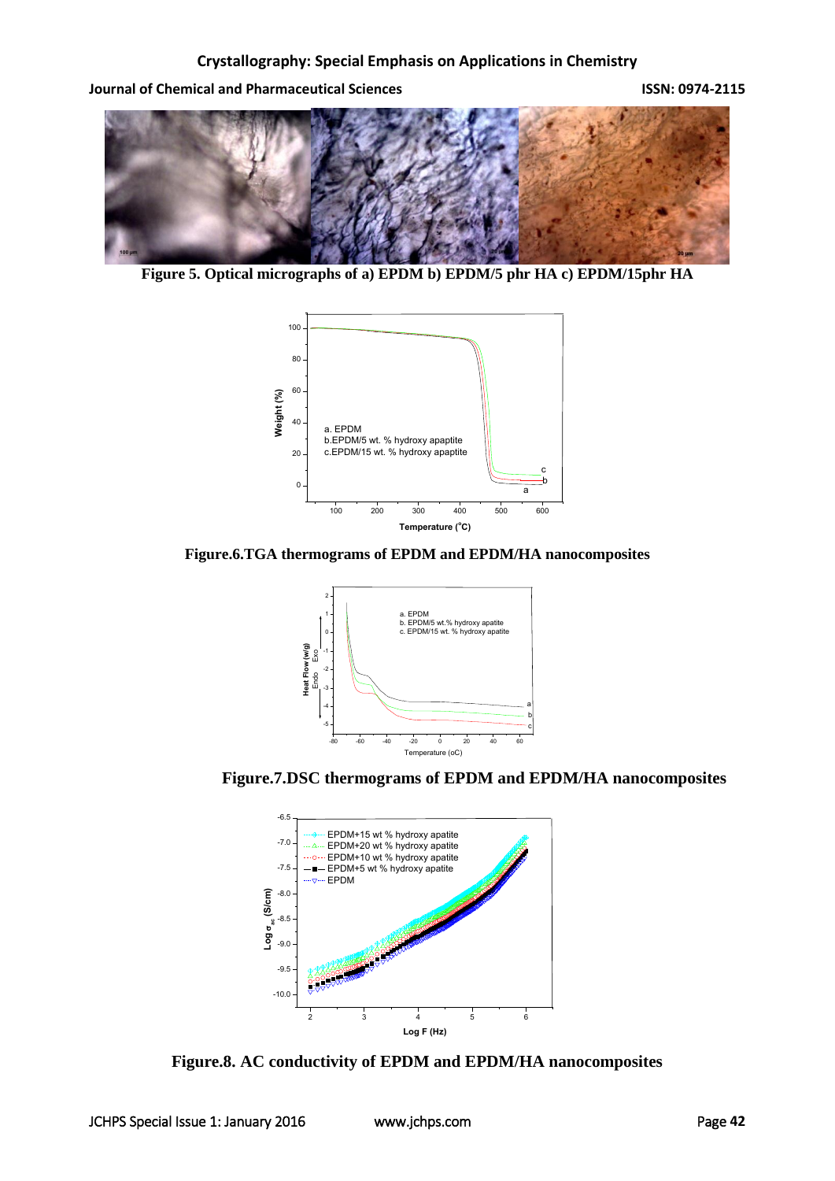Figure 5. Optical micrographs of a) EPDM b) EPDM/5 phr HA c) EPDM/15phr HA

Figure.6.TGA thermograms of EPDM and EPDM/HA nanocomposites

Figure.7.DSC thermograms of EPDM and EPDM/HA nanocomposites

Figure.8. AC conductivity of EPDM and EPDM/HA nanocomposites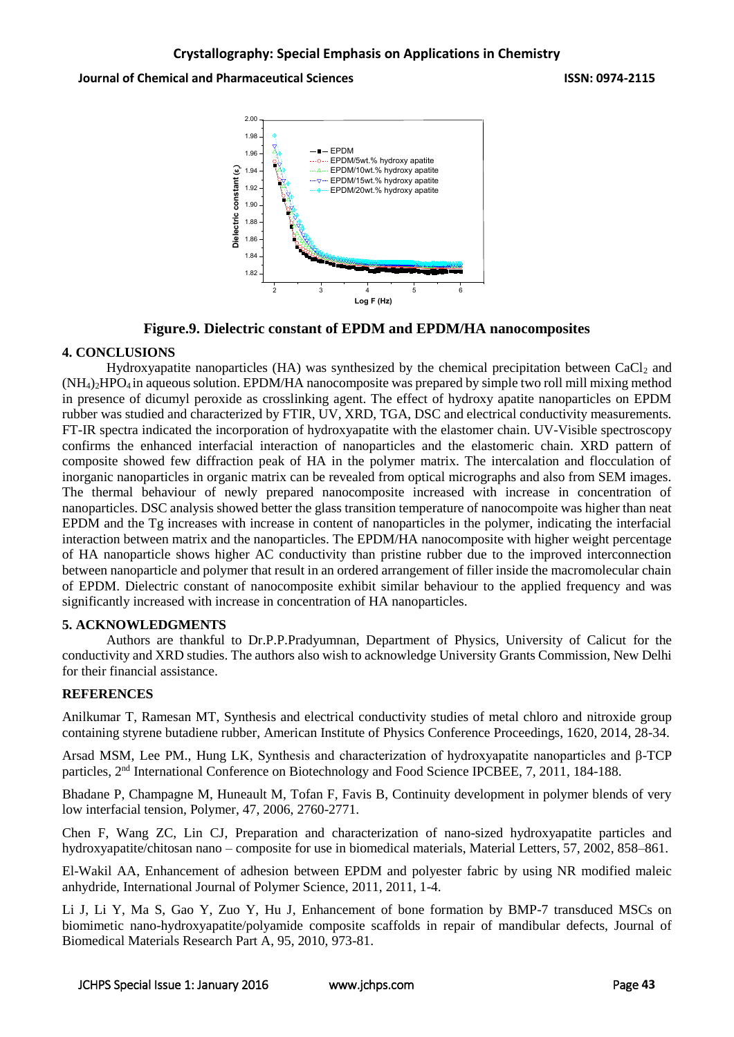**Figure.9. Dielectric constant of EPDM and EPDM/HA nanocomposites**

## 4. CONCLUSIONS

Hydroxyapatite nanoparticles (HA) was synthesized by the chemical precipitation between $CaCl_2$ and $(NH_4)_2HPO_4$ in aqueous solution. EPDM/HA nanocomposite was prepared by simple two roll mill mixing method in presence of dicumyl peroxide as crosslinking agent. The effect of hydroxy apatite nanoparticles on EPDM rubber was studied and characterized by FTIR, UV, XRD, TGA, DSC and electrical conductivity measurements. FT-IR spectra indicated the incorporation of hydroxyapatite with the elastomer chain. UV-Visible spectroscopy confirms the enhanced interfacial interaction of nanoparticles and the elastomeric chain. XRD pattern of composite showed few diffraction peak of HA in the polymer matrix. The intercalation and flocculation of inorganic nanoparticles in organic matrix can be revealed from optical micrographs and also from SEM images. The thermal behaviour of newly prepared nanocomposite increased with increase in concentration of nanoparticles. DSC analysis showed better the glass transition temperature of nanocompoite was higher than neat EPDM and the Tg increases with increase in content of nanoparticles in the polymer, indicating the interfacial interaction between matrix and the nanoparticles. The EPDM/HA nanocomposite with higher weight percentage of HA nanoparticle shows higher AC conductivity than pristine rubber due to the improved interconnection between nanoparticle and polymer that result in an ordered arrangement of filler inside the macromolecular chain of EPDM. Dielectric constant of nanocomposite exhibit similar behaviour to the applied frequency and was significantly increased with increase in concentration of HA nanoparticles.

## 5. ACKNOWLEDGMENTS

Authors are thankful to Dr.P.P.Pradyumnan, Department of Physics, University of Calicut for the conductivity and XRD studies. The authors also wish to acknowledge University Grants Commission, New Delhi for their financial assistance.

## REFERENCES

Anilkumar T, Ramesan MT, Synthesis and electrical conductivity studies of metal chloro and nitroxide group containing styrene butadiene rubber, American Institute of Physics Conference Proceedings, 1620, 2014, 28-34.

Arsad MSM, Lee PM., Hung LK, Synthesis and characterization of hydroxyapatite nanoparticles and β-TCP particles, 2nd International Conference on Biotechnology and Food Science IPCBEE, 7, 2011, 184-188.

Bhadane P, Champagne M, Huneault M, Tofan F, Favis B, Continuity development in polymer blends of very low interfacial tension, Polymer, 47, 2006, 2760-2771.

Chen F, Wang ZC, Lin CJ, Preparation and characterization of nano-sized hydroxyapatite particles and hydroxyapatite/chitosan nano – composite for use in biomedical materials, Material Letters, 57, 2002, 858–861.

El-Wakil AA, Enhancement of adhesion between EPDM and polyester fabric by using NR modified maleic anhydride, International Journal of Polymer Science, 2011, 2011, 1-4.

Li J, Li Y, Ma S, Gao Y, Zuo Y, Hu J, Enhancement of bone formation by BMP-7 transduced MSCs on biomimetic nano-hydroxyapatite/polyamide composite scaffolds in repair of mandibular defects, Journal of Biomedical Materials Research Part A, 95, 2010, 973-81.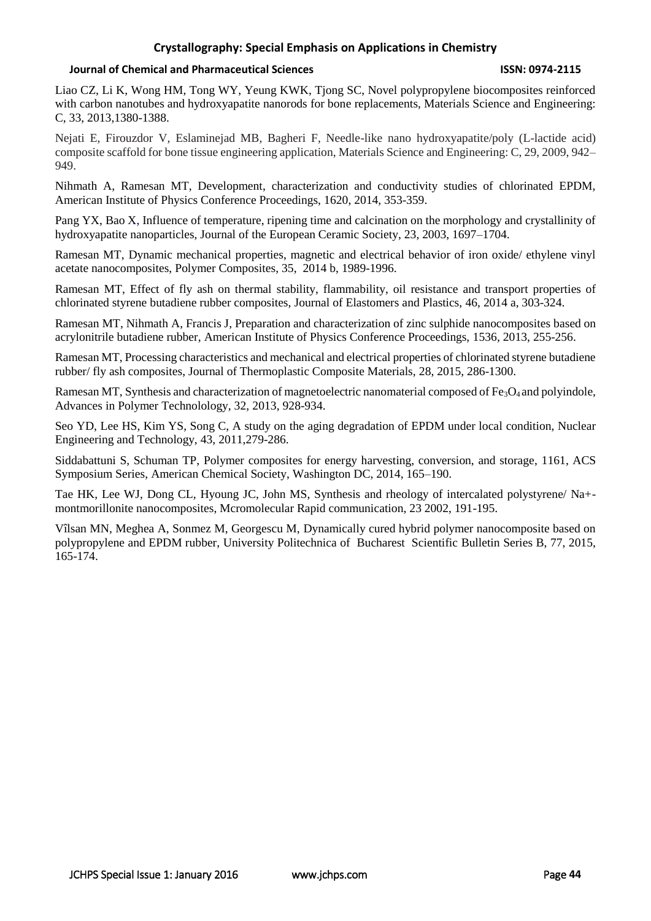Liao CZ, Li K, Wong HM, Tong WY, Yeung KWK, Tjong SC, Novel polypropylene biocomposites reinforced with carbon nanotubes and hydroxyapatite nanorods for bone replacements, Materials Science and Engineering: C, 33, 2013,1380-1388.

Nejati E, Firouzdor V, Eslaminejad MB, Bagheri F, Needle-like nano hydroxyapatite/poly (L-lactide acid) composite scaffold for bone tissue engineering application, Materials Science and Engineering: C, 29, 2009, 942–949.

Nihmath A, Ramesan MT, Development, characterization and conductivity studies of chlorinated EPDM, American Institute of Physics Conference Proceedings, 1620, 2014, 353-359.

Pang YX, Bao X, Influence of temperature, ripening time and calcination on the morphology and crystallinity of hydroxyapatite nanoparticles, Journal of the European Ceramic Society, 23, 2003, 1697–1704.

Ramesan MT, Dynamic mechanical properties, magnetic and electrical behavior of iron oxide/ ethylene vinyl acetate nanocomposites, Polymer Composites, 35, 2014 b, 1989-1996.

Ramesan MT, Effect of fly ash on thermal stability, flammability, oil resistance and transport properties of chlorinated styrene butadiene rubber composites, Journal of Elastomers and Plastics, 46, 2014 a, 303-324.

Ramesan MT, Nihmath A, Francis J, Preparation and characterization of zinc sulphide nanocomposites based on acrylonitrile butadiene rubber, American Institute of Physics Conference Proceedings, 1536, 2013, 255-256.

Ramesan MT, Processing characteristics and mechanical and electrical properties of chlorinated styrene butadiene rubber/ fly ash composites, Journal of Thermoplastic Composite Materials, 28, 2015, 286-1300.

Ramesan MT, Synthesis and characterization of magnetoelectric nanomaterial composed of $Fe_3O_4$ and polyindole, Advances in Polymer Technolology, 32, 2013, 928-934.

Seo YD, Lee HS, Kim YS, Song C, A study on the aging degradation of EPDM under local condition, Nuclear Engineering and Technology, 43, 2011,279-286.

Siddabattuni S, Schuman TP, Polymer composites for energy harvesting, conversion, and storage, 1161, ACS Symposium Series, American Chemical Society, Washington DC, 2014, 165–190.

Tae HK, Lee WJ, Dong CL, Hyoung JC, John MS, Synthesis and rheology of intercalated polystyrene/ Na+-montmorillonite nanocomposites, Mcromolecular Rapid communication, 23 2002, 191-195.

Vîlsan MN, Meghea A, Sonmez M, Georgescu M, Dynamically cured hybrid polymer nanocomposite based on polypropylene and EPDM rubber, University Politechnica of Bucharest Scientific Bulletin Series B, 77, 2015, 165-174.